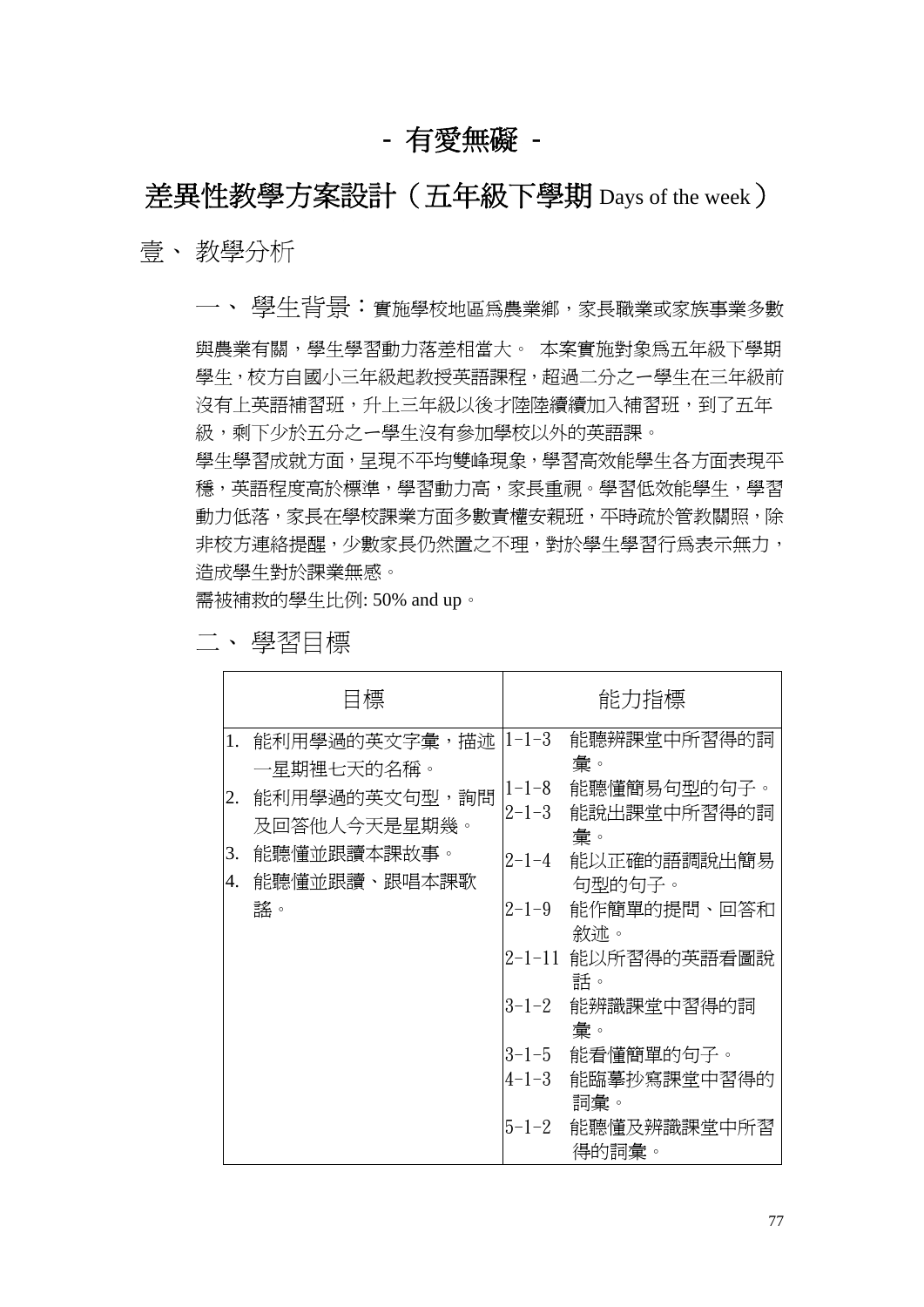# - 有愛無礙 -

## 差異性教學方案設計（五年級下學期 Days of the week）

### 壹、 教學分析

#### 一、 學生背景：實施學校地區爲農業鄉，家長職業或家族事業多數

與農業有關，學生學習動力落差相當大。 本案實施對象爲五年級下學期學生，校方自國小三年級起教授英語課程，超過二分之一學生在三年級前沒有上英語補習班，升上三年級以後才陸陸續續加入補習班，到了五年級，剩下少於五分之一學生沒有參加學校以外的英語課。

學生學習成就方面，呈現不平均雙峰現象，學習高效能學生各方面表現平穩，英語程度高於標準，學習動力高，家長重視。學習低效能學生，學習動力低落，家長在學校課業方面多數責權安親班，平時疏於管教關照，除非校方連絡提醒，少數家長仍然置之不理，對於學生學習行爲表示無力，造成學生對於課業無感。

需被補救的學生比例: 50% and up。

#### 二、 學習目標

| 目標 | 能力指標 |
|---|---|
| 1. 能利用學過的英文字彙，描述一星期裡七天的名稱。<br>2. 能利用學過的英文句型，詢問及回答他人今天是星期幾。<br>3. 能聽懂並跟讀本課故事。<br>4. 能聽懂並跟讀、跟唱本課歌謠。 | 1-1-3　能聽辨課堂中所習得的詞彙。<br>1-1-8　能聽懂簡易句型的句子。<br>2-1-3　能說出課堂中所習得的詞彙。<br>2-1-4　能以正確的語調說出簡易句型的句子。<br>2-1-9　能作簡單的提問、回答和敘述。<br>2-1-11 能以所習得的英語看圖說話。<br>3-1-2　能辨識課堂中習得的詞彙。<br>3-1-5　能看懂簡單的句子。<br>4-1-3　能臨摹抄寫課堂中習得的詞彙。<br>5-1-2　能聽懂及辨識課堂中所習得的詞彙。 |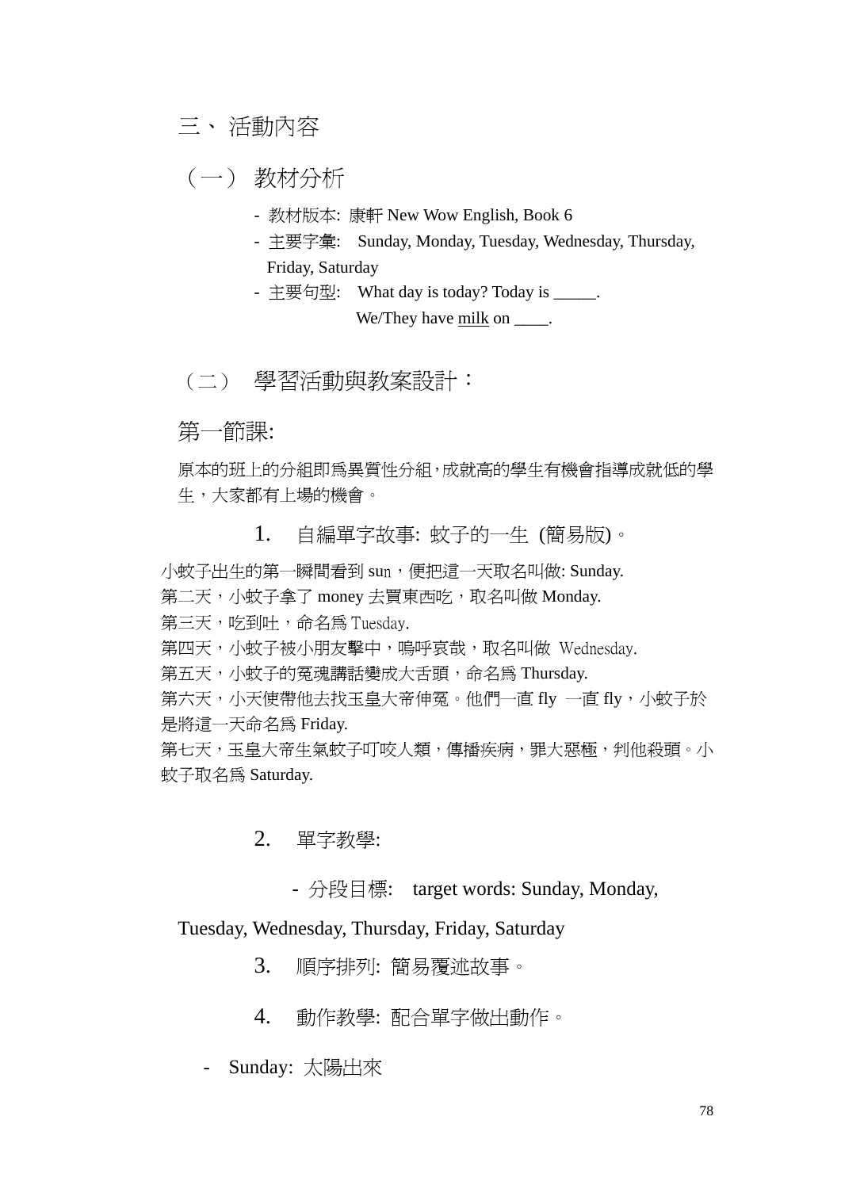# 三、 活動內容

## （一） 教材分析

- 教材版本: 康軒 New Wow English, Book 6
- 主要字彙: Sunday, Monday, Tuesday, Wednesday, Thursday, Friday, Saturday
- 主要句型: What day is today? Today is _____.
  We/They have <u>milk</u> on ____.

## （二） 學習活動與教案設計：

### 第一節課:

原本的班上的分組即爲異質性分組，成就高的學生有機會指導成就低的學生，大家都有上場的機會。

1. 自編單字故事: 蚊子的一生 (簡易版)。

小蚊子出生的第一瞬間看到 sun，便把這一天取名叫做: Sunday.
第二天，小蚊子拿了 money 去買東西吃，取名叫做 Monday.
第三天，吃到吐，命名爲 Tuesday.
第四天，小蚊子被小朋友擊中，嗚呼哀哉，取名叫做 Wednesday.
第五天，小蚊子的冤魂講話變成大舌頭，命名爲 Thursday.
第六天，小天使帶他去找玉皇大帝伸冤。他們一直 fly 一直 fly，小蚊子於是將這一天命名爲 Friday.
第七天，玉皇大帝生氣蚊子叮咬人類，傳播疾病，罪大惡極，判他殺頭。小蚊子取名爲 Saturday.

2. 單字教學:

   - 分段目標: target words: Sunday, Monday, Tuesday, Wednesday, Thursday, Friday, Saturday

3. 順序排列: 簡易覆述故事。

4. 動作教學: 配合單字做出動作。

- Sunday: 太陽出來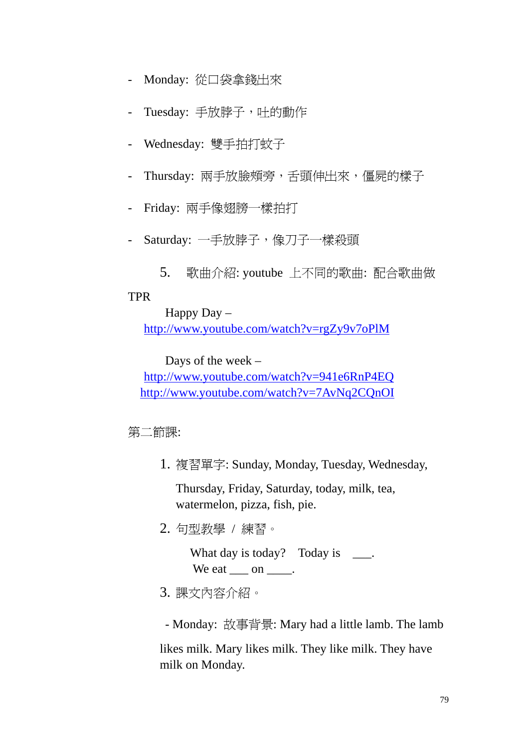- Monday: 從口袋拿錢出來
- Tuesday: 手放脖子，吐的動作
- Wednesday: 雙手拍打蚊子
- Thursday: 兩手放臉頰旁，舌頭伸出來，僵屍的樣子
- Friday: 兩手像翅膀一樣拍打
- Saturday: 一手放脖子，像刀子一樣殺頭

5. 歌曲介紹: youtube 上不同的歌曲: 配合歌曲做 TPR

Happy Day – http://www.youtube.com/watch?v=rgZy9v7oPlM

Days of the week – http://www.youtube.com/watch?v=941e6RnP4EQ http://www.youtube.com/watch?v=7AvNq2CQnOI

第二節課:

1. 複習單字: Sunday, Monday, Tuesday, Wednesday, Thursday, Friday, Saturday, today, milk, tea, watermelon, pizza, fish, pie.
2. 句型教學 / 練習。

   What day is today? Today is ___.
   We eat ___ on ____.
3. 課文內容介紹。

   - Monday: 故事背景: Mary had a little lamb. The lamb likes milk. Mary likes milk. They like milk. They have milk on Monday.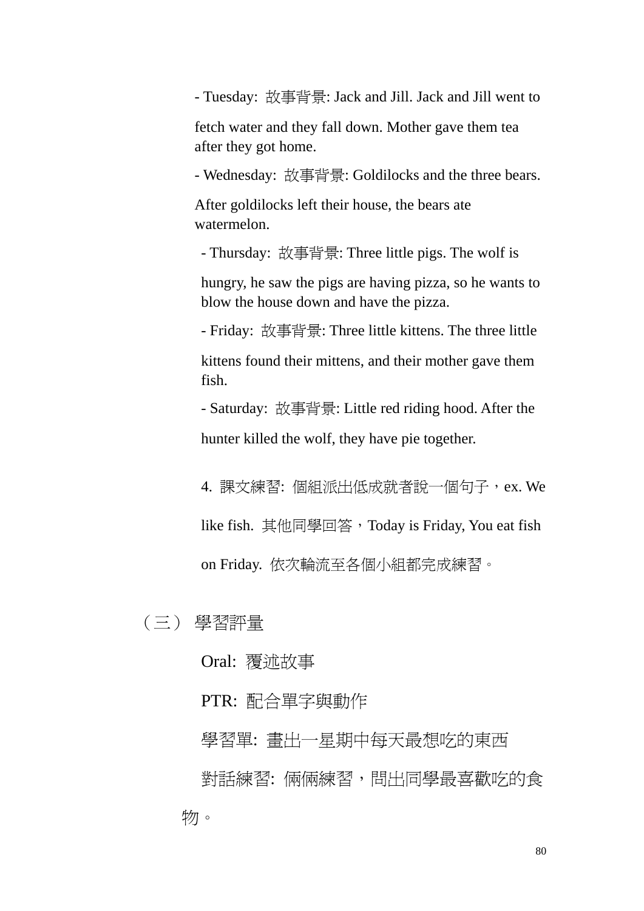- Tuesday: 故事背景: Jack and Jill. Jack and Jill went to fetch water and they fall down. Mother gave them tea after they got home.
- Wednesday: 故事背景: Goldilocks and the three bears. After goldilocks left their house, the bears ate watermelon.
- Thursday: 故事背景: Three little pigs. The wolf is hungry, he saw the pigs are having pizza, so he wants to blow the house down and have the pizza.
- Friday: 故事背景: Three little kittens. The three little kittens found their mittens, and their mother gave them fish.
- Saturday: 故事背景: Little red riding hood. After the hunter killed the wolf, they have pie together.

4. 課文練習: 個組派出低成就者說一個句子，ex. We like fish. 其他同學回答，Today is Friday, You eat fish on Friday. 依次輪流至各個小組都完成練習。

（三） 學習評量

Oral: 覆述故事

PTR: 配合單字與動作

學習單: 畫出一星期中每天最想吃的東西

對話練習: 倆倆練習，問出同學最喜歡吃的食物。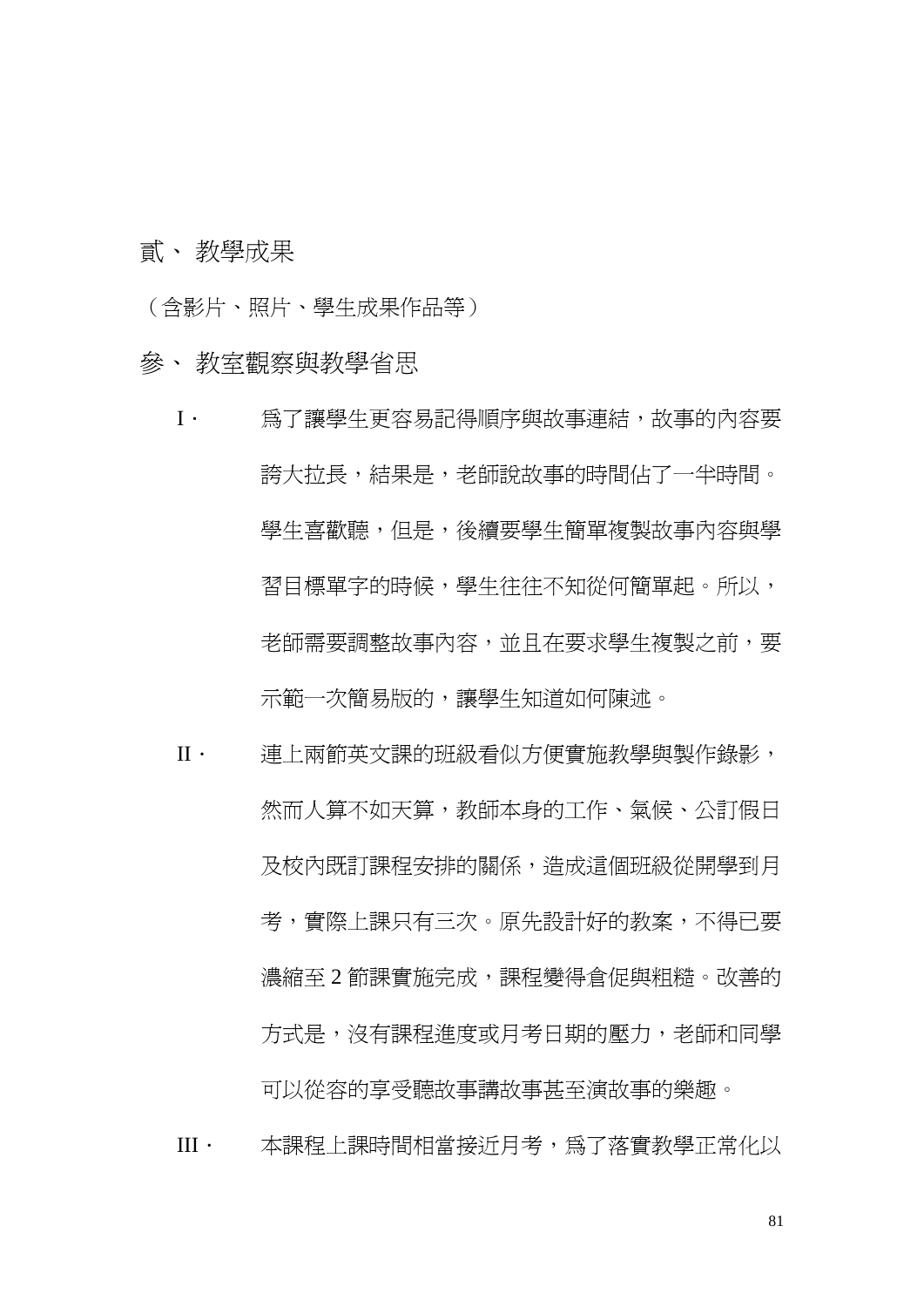## 貳、 教學成果

（含影片、照片、學生成果作品等）

## 參、 教室觀察與教學省思

I． 爲了讓學生更容易記得順序與故事連結，故事的內容要誇大拉長，結果是，老師說故事的時間佔了一半時間。學生喜歡聽，但是，後續要學生簡單複製故事內容與學習目標單字的時候，學生往往不知從何簡單起。所以，老師需要調整故事內容，並且在要求學生複製之前，要示範一次簡易版的，讓學生知道如何陳述。

II． 連上兩節英文課的班級看似方便實施教學與製作錄影，然而人算不如天算，教師本身的工作、氣候、公訂假日及校內既訂課程安排的關係，造成這個班級從開學到月考，實際上課只有三次。原先設計好的教案，不得已要濃縮至 2 節課實施完成，課程變得倉促與粗糙。改善的方式是，沒有課程進度或月考日期的壓力，老師和同學可以從容的享受聽故事講故事甚至演故事的樂趣。

III． 本課程上課時間相當接近月考，爲了落實教學正常化以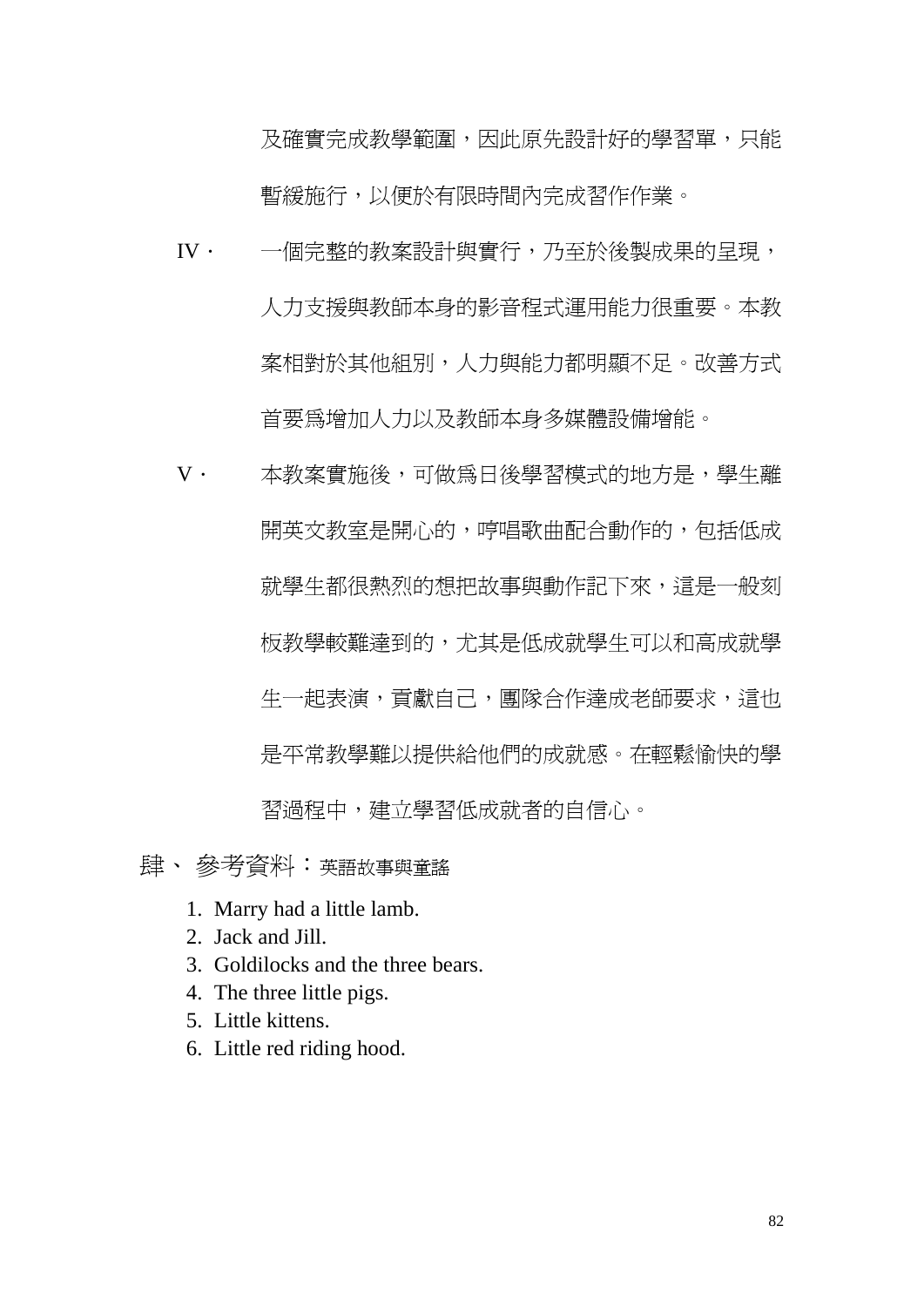及確實完成教學範圍，因此原先設計好的學習單，只能暫緩施行，以便於有限時間內完成習作作業。

IV． 一個完整的教案設計與實行，乃至於後製成果的呈現，人力支援與教師本身的影音程式運用能力很重要。本教案相對於其他組別，人力與能力都明顯不足。改善方式首要為增加人力以及教師本身多媒體設備增能。

V． 本教案實施後，可做為日後學習模式的地方是，學生離開英文教室是開心的，哼唱歌曲配合動作的，包括低成就學生都很熱烈的想把故事與動作記下來，這是一般刻板教學較難達到的，尤其是低成就學生可以和高成就學生一起表演，貢獻自己，團隊合作達成老師要求，這也是平常教學難以提供給他們的成就感。在輕鬆愉快的學習過程中，建立學習低成就者的自信心。

## 肆、參考資料：英語故事與童謠

1. Marry had a little lamb.
2. Jack and Jill.
3. Goldilocks and the three bears.
4. The three little pigs.
5. Little kittens.
6. Little red riding hood.